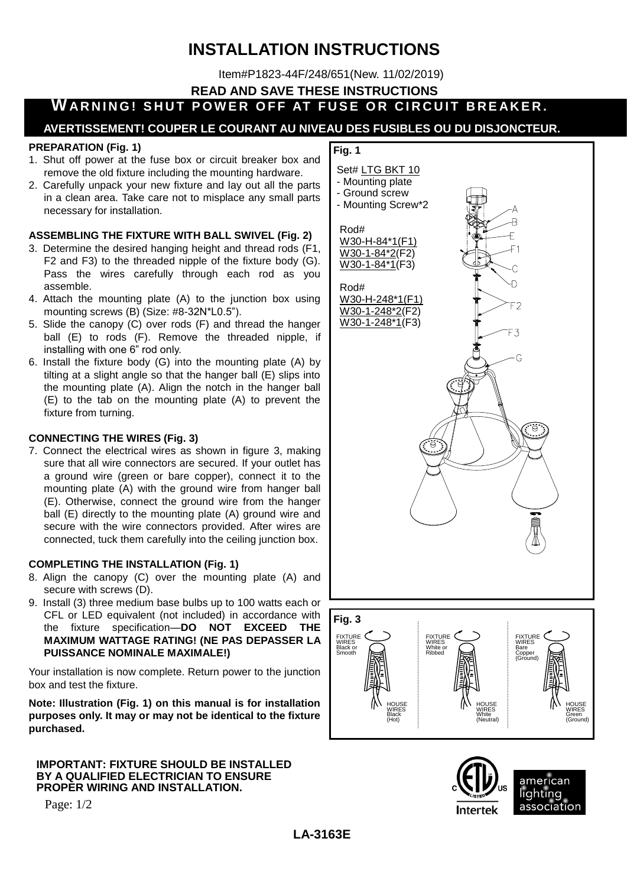# INSTALLATION INSTRUCTIONS

Item#P1823-44F/248/651(New. 11/02/2019)

**READ AND SAVE THESE INSTRUCTIONS**

**WARNING! SHUT POWER OFF AT FUSE OR CIRCUIT BREAKER.**

**AVERTISSEMENT! COUPER LE COURANT AU NIVEAU DES FUSIBLES OU DU DISJONCTEUR.**

### PREPARATION (Fig. 1)

1. Shut off power at the fuse box or circuit breaker box and remove the old fixture including the mounting hardware.
2. Carefully unpack your new fixture and lay out all the parts in a clean area. Take care not to misplace any small parts necessary for installation.

### ASSEMBLING THE FIXTURE WITH BALL SWIVEL (Fig. 2)

3. Determine the desired hanging height and thread rods (F1, F2 and F3) to the threaded nipple of the fixture body (G). Pass the wires carefully through each rod as you assemble.
4. Attach the mounting plate (A) to the junction box using mounting screws (B) (Size: #8-32N*L0.5").
5. Slide the canopy (C) over rods (F) and thread the hanger ball (E) to rods (F). Remove the threaded nipple, if installing with one 6" rod only.
6. Install the fixture body (G) into the mounting plate (A) by tilting at a slight angle so that the hanger ball (E) slips into the mounting plate (A). Align the notch in the hanger ball (E) to the tab on the mounting plate (A) to prevent the fixture from turning.

### CONNECTING THE WIRES (Fig. 3)

7. Connect the electrical wires as shown in figure 3, making sure that all wire connectors are secured. If your outlet has a ground wire (green or bare copper), connect it to the mounting plate (A) with the ground wire from hanger ball (E). Otherwise, connect the ground wire from the hanger ball (E) directly to the mounting plate (A) ground wire and secure with the wire connectors provided. After wires are connected, tuck them carefully into the ceiling junction box.

### COMPLETING THE INSTALLATION (Fig. 1)

8. Align the canopy (C) over the mounting plate (A) and secure with screws (D).
9. Install (3) three medium base bulbs up to 100 watts each or CFL or LED equivalent (not included) in accordance with the fixture specification—**DO NOT EXCEED THE MAXIMUM WATTAGE RATING! (NE PAS DEPASSER LA PUISSANCE NOMINALE MAXIMALE!)**

Your installation is now complete. Return power to the junction box and test the fixture.

**Note: Illustration (Fig. 1) on this manual is for installation purposes only. It may or may not be identical to the fixture purchased.**

**Fig. 1**

Set# LTG BKT 10
- Mounting plate
- Ground screw
- Mounting Screw*2

Rod#
W30-H-84*1(F1)
W30-1-84*2(F2)
W30-1-84*1(F3)

Rod#
W30-H-248*1(F1)
W30-1-248*2(F2)
W30-1-248*1(F3)

A, B, E, F1, C, D, F2, F3, G

**Fig. 3**

FIXTURE WIRES Black or Smooth — HOUSE WIRES Black (Hot)

FIXTURE WIRES White or Ribbed — HOUSE WIRES White (Neutral)

FIXTURE WIRES Bare Copper (Ground) — HOUSE WIRES Green (Ground)

**IMPORTANT: FIXTURE SHOULD BE INSTALLED BY A QUALIFIED ELECTRICIAN TO ENSURE PROPER WIRING AND INSTALLATION.**

Intertek

american lighting association

**LA-3163E**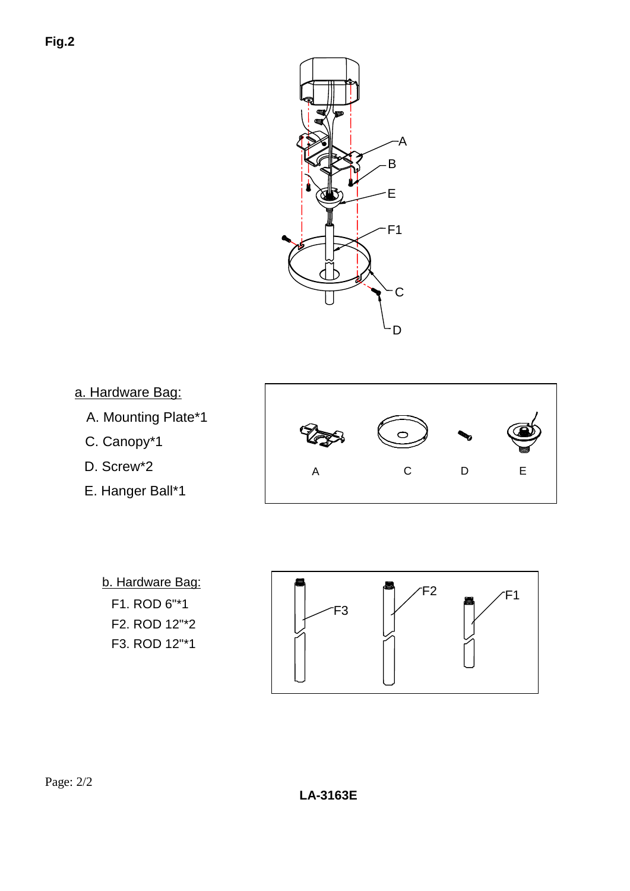**Fig.2**

A

B

E

F1

C

D

a. Hardware Bag:

A. Mounting Plate*1

C. Canopy*1

D. Screw*2

E. Hanger Ball*1

A C D E

b. Hardware Bag:

F1. ROD 6"*1

F2. ROD 12"*2

F3. ROD 12"*1

F3 F2 F1

**LA-3163E**